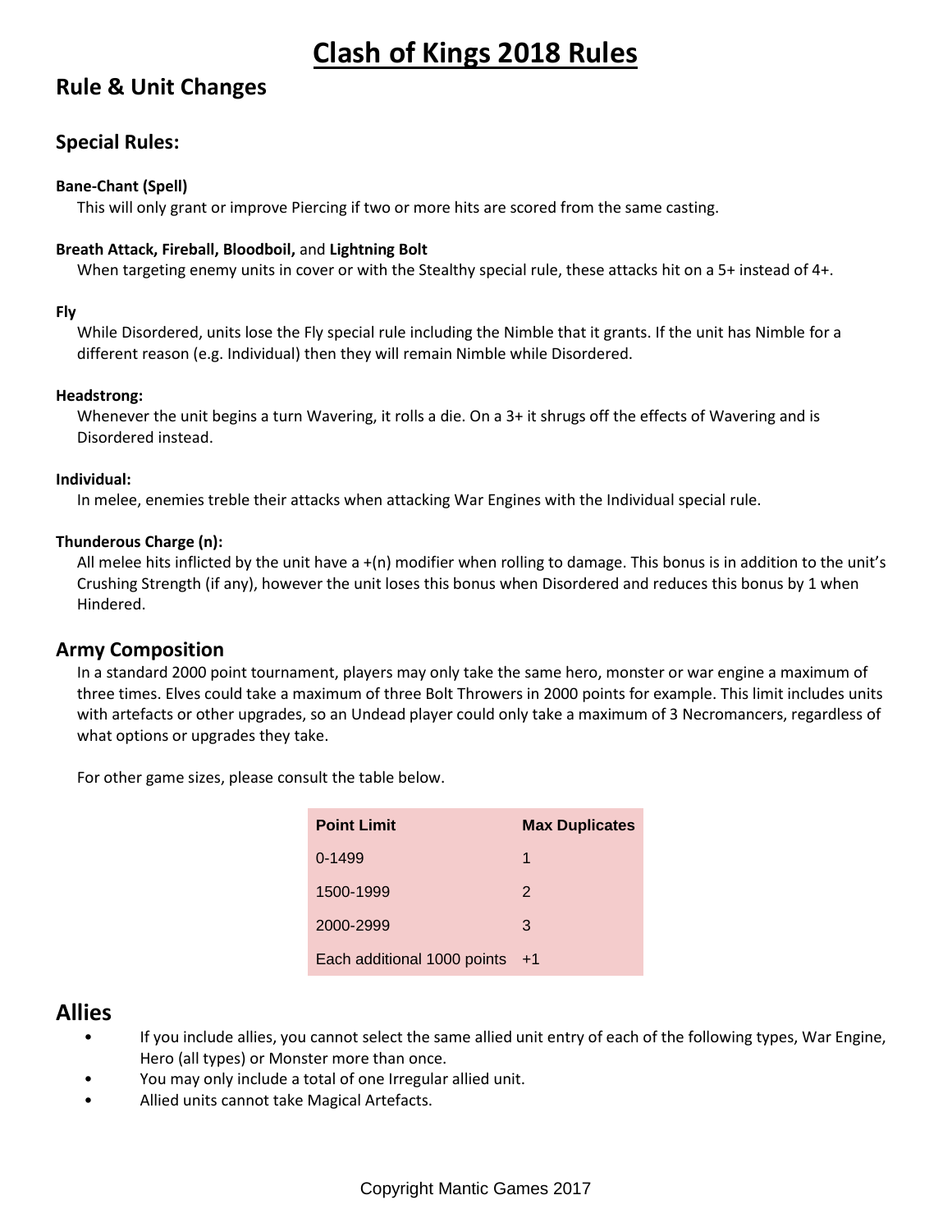# Clash of Kings 2018 Rules

## Rule & Unit Changes

### Special Rules:

**Bane-Chant (Spell)**

This will only grant or improve Piercing if two or more hits are scored from the same casting.

**Breath Attack, Fireball, Bloodboil,** and **Lightning Bolt**

When targeting enemy units in cover or with the Stealthy special rule, these attacks hit on a 5+ instead of 4+.

**Fly**

While Disordered, units lose the Fly special rule including the Nimble that it grants. If the unit has Nimble for a different reason (e.g. Individual) then they will remain Nimble while Disordered.

**Headstrong:**

Whenever the unit begins a turn Wavering, it rolls a die. On a 3+ it shrugs off the effects of Wavering and is Disordered instead.

**Individual:**

In melee, enemies treble their attacks when attacking War Engines with the Individual special rule.

**Thunderous Charge (n):**

All melee hits inflicted by the unit have a +(n) modifier when rolling to damage. This bonus is in addition to the unit's Crushing Strength (if any), however the unit loses this bonus when Disordered and reduces this bonus by 1 when Hindered.

### Army Composition

In a standard 2000 point tournament, players may only take the same hero, monster or war engine a maximum of three times. Elves could take a maximum of three Bolt Throwers in 2000 points for example. This limit includes units with artefacts or other upgrades, so an Undead player could only take a maximum of 3 Necromancers, regardless of what options or upgrades they take.

For other game sizes, please consult the table below.

| Point Limit | Max Duplicates |
|---|---|
| 0-1499 | 1 |
| 1500-1999 | 2 |
| 2000-2999 | 3 |
| Each additional 1000 points | +1 |

## Allies

- If you include allies, you cannot select the same allied unit entry of each of the following types, War Engine, Hero (all types) or Monster more than once.
- You may only include a total of one Irregular allied unit.
- Allied units cannot take Magical Artefacts.

Copyright Mantic Games 2017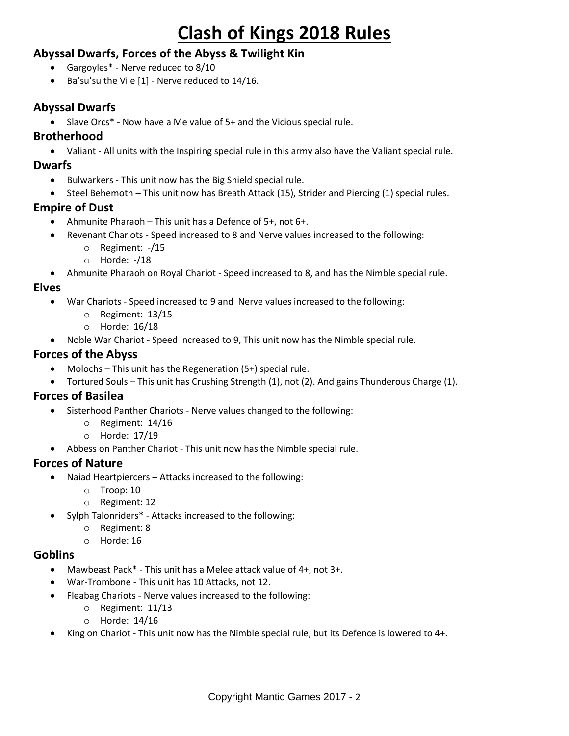# Clash of Kings 2018 Rules

### Abyssal Dwarfs, Forces of the Abyss & Twilight Kin

- Gargoyles* - Nerve reduced to 8/10
- Ba'su'su the Vile [1] - Nerve reduced to 14/16.

### Abyssal Dwarfs

- Slave Orcs* - Now have a Me value of 5+ and the Vicious special rule.

### Brotherhood

- Valiant - All units with the Inspiring special rule in this army also have the Valiant special rule.

### Dwarfs

- Bulwarkers - This unit now has the Big Shield special rule.
- Steel Behemoth – This unit now has Breath Attack (15), Strider and Piercing (1) special rules.

### Empire of Dust

- Ahmunite Pharaoh – This unit has a Defence of 5+, not 6+.
- Revenant Chariots - Speed increased to 8 and Nerve values increased to the following:
  - Regiment: -/15
  - Horde: -/18
- Ahmunite Pharaoh on Royal Chariot - Speed increased to 8, and has the Nimble special rule.

### Elves

- War Chariots - Speed increased to 9 and Nerve values increased to the following:
  - Regiment: 13/15
  - Horde: 16/18
- Noble War Chariot - Speed increased to 9, This unit now has the Nimble special rule.

### Forces of the Abyss

- Molochs – This unit has the Regeneration (5+) special rule.
- Tortured Souls – This unit has Crushing Strength (1), not (2). And gains Thunderous Charge (1).

### Forces of Basilea

- Sisterhood Panther Chariots - Nerve values changed to the following:
  - Regiment: 14/16
  - Horde: 17/19
- Abbess on Panther Chariot - This unit now has the Nimble special rule.

### Forces of Nature

- Naiad Heartpiercers – Attacks increased to the following:
  - Troop: 10
  - Regiment: 12
- Sylph Talonriders* - Attacks increased to the following:
  - Regiment: 8
  - Horde: 16

### Goblins

- Mawbeast Pack* - This unit has a Melee attack value of 4+, not 3+.
- War-Trombone - This unit has 10 Attacks, not 12.
- Fleabag Chariots - Nerve values increased to the following:
  - Regiment: 11/13
  - Horde: 14/16
- King on Chariot - This unit now has the Nimble special rule, but its Defence is lowered to 4+.

Copyright Mantic Games 2017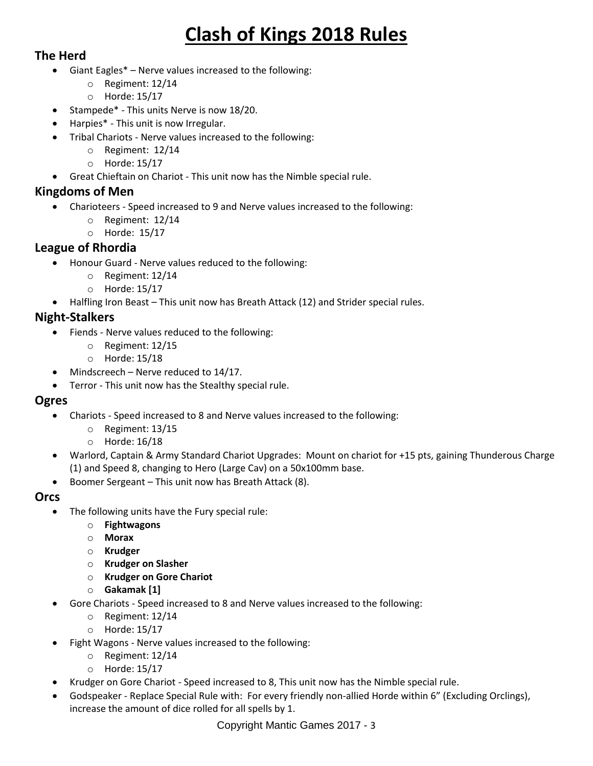# Clash of Kings 2018 Rules

## The Herd

- Giant Eagles* – Nerve values increased to the following:
  - Regiment: 12/14
  - Horde: 15/17
- Stampede* - This units Nerve is now 18/20.
- Harpies* - This unit is now Irregular.
- Tribal Chariots - Nerve values increased to the following:
  - Regiment: 12/14
  - Horde: 15/17
- Great Chieftain on Chariot - This unit now has the Nimble special rule.

## Kingdoms of Men

- Charioteers - Speed increased to 9 and Nerve values increased to the following:
  - Regiment: 12/14
  - Horde: 15/17

## League of Rhordia

- Honour Guard - Nerve values reduced to the following:
  - Regiment: 12/14
  - Horde: 15/17
- Halfling Iron Beast – This unit now has Breath Attack (12) and Strider special rules.

## Night-Stalkers

- Fiends - Nerve values reduced to the following:
  - Regiment: 12/15
  - Horde: 15/18
- Mindscreech – Nerve reduced to 14/17.
- Terror - This unit now has the Stealthy special rule.

## Ogres

- Chariots - Speed increased to 8 and Nerve values increased to the following:
  - Regiment: 13/15
  - Horde: 16/18
- Warlord, Captain & Army Standard Chariot Upgrades: Mount on chariot for +15 pts, gaining Thunderous Charge (1) and Speed 8, changing to Hero (Large Cav) on a 50x100mm base.
- Boomer Sergeant – This unit now has Breath Attack (8).

## Orcs

- The following units have the Fury special rule:
  - **Fightwagons**
  - **Morax**
  - **Krudger**
  - **Krudger on Slasher**
  - **Krudger on Gore Chariot**
  - **Gakamak [1]**
- Gore Chariots - Speed increased to 8 and Nerve values increased to the following:
  - Regiment: 12/14
  - Horde: 15/17
- Fight Wagons - Nerve values increased to the following:
  - Regiment: 12/14
  - Horde: 15/17
- Krudger on Gore Chariot - Speed increased to 8, This unit now has the Nimble special rule.
- Godspeaker - Replace Special Rule with: For every friendly non-allied Horde within 6" (Excluding Orclings), increase the amount of dice rolled for all spells by 1.

Copyright Mantic Games 2017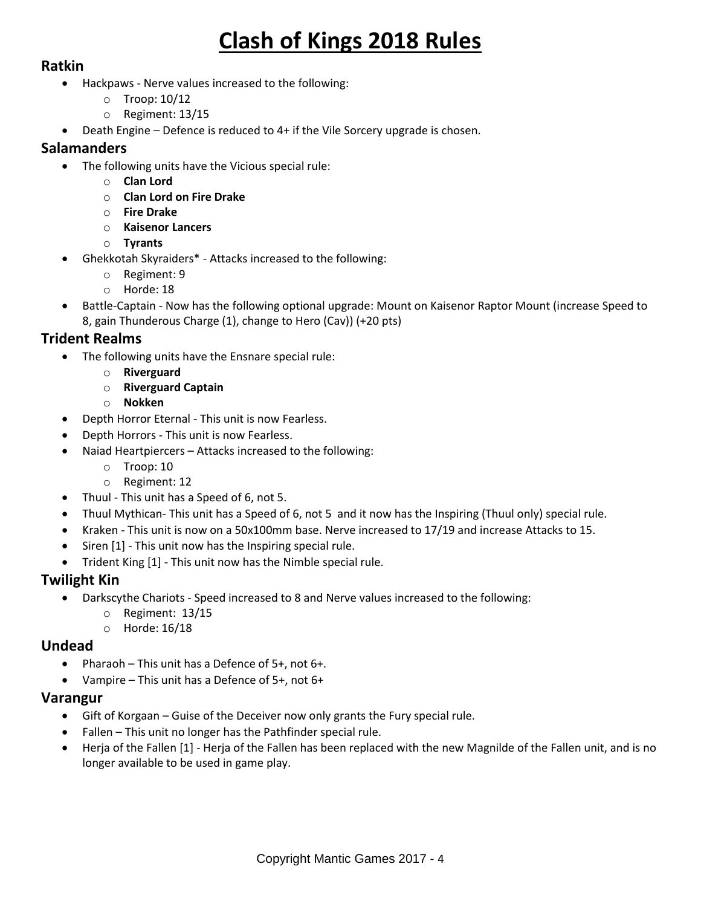# Clash of Kings 2018 Rules

## Ratkin

- Hackpaws - Nerve values increased to the following:
  - Troop: 10/12
  - Regiment: 13/15
- Death Engine – Defence is reduced to 4+ if the Vile Sorcery upgrade is chosen.

## Salamanders

- The following units have the Vicious special rule:
  - **Clan Lord**
  - **Clan Lord on Fire Drake**
  - **Fire Drake**
  - **Kaisenor Lancers**
  - **Tyrants**
- Ghekkotah Skyraiders* - Attacks increased to the following:
  - Regiment: 9
  - Horde: 18
- Battle-Captain - Now has the following optional upgrade: Mount on Kaisenor Raptor Mount (increase Speed to 8, gain Thunderous Charge (1), change to Hero (Cav)) (+20 pts)

## Trident Realms

- The following units have the Ensnare special rule:
  - **Riverguard**
  - **Riverguard Captain**
  - **Nokken**
- Depth Horror Eternal - This unit is now Fearless.
- Depth Horrors - This unit is now Fearless.
- Naiad Heartpiercers – Attacks increased to the following:
  - Troop: 10
  - Regiment: 12
- Thuul - This unit has a Speed of 6, not 5.
- Thuul Mythican- This unit has a Speed of 6, not 5 and it now has the Inspiring (Thuul only) special rule.
- Kraken - This unit is now on a 50x100mm base. Nerve increased to 17/19 and increase Attacks to 15.
- Siren [1] - This unit now has the Inspiring special rule.
- Trident King [1] - This unit now has the Nimble special rule.

## Twilight Kin

- Darkscythe Chariots - Speed increased to 8 and Nerve values increased to the following:
  - Regiment: 13/15
  - Horde: 16/18

## Undead

- Pharaoh – This unit has a Defence of 5+, not 6+.
- Vampire – This unit has a Defence of 5+, not 6+

## Varangur

- Gift of Korgaan – Guise of the Deceiver now only grants the Fury special rule.
- Fallen – This unit no longer has the Pathfinder special rule.
- Herja of the Fallen [1] - Herja of the Fallen has been replaced with the new Magnilde of the Fallen unit, and is no longer available to be used in game play.

Copyright Mantic Games 2017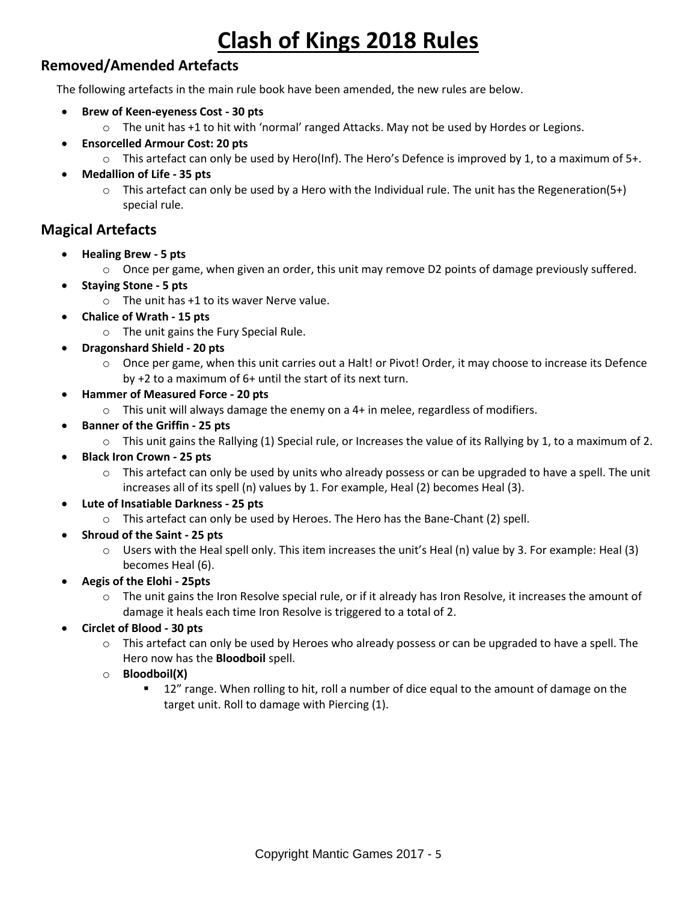# Clash of Kings 2018 Rules

## Removed/Amended Artefacts

The following artefacts in the main rule book have been amended, the new rules are below.

- **Brew of Keen-eyeness Cost - 30 pts**
    - The unit has +1 to hit with 'normal' ranged Attacks. May not be used by Hordes or Legions.
- **Ensorcelled Armour Cost: 20 pts**
    - This artefact can only be used by Hero(Inf). The Hero's Defence is improved by 1, to a maximum of 5+.
- **Medallion of Life - 35 pts**
    - This artefact can only be used by a Hero with the Individual rule. The unit has the Regeneration(5+) special rule.

## Magical Artefacts

- **Healing Brew - 5 pts**
    - Once per game, when given an order, this unit may remove D2 points of damage previously suffered.
- **Staying Stone - 5 pts**
    - The unit has +1 to its waver Nerve value.
- **Chalice of Wrath - 15 pts**
    - The unit gains the Fury Special Rule.
- **Dragonshard Shield - 20 pts**
    - Once per game, when this unit carries out a Halt! or Pivot! Order, it may choose to increase its Defence by +2 to a maximum of 6+ until the start of its next turn.
- **Hammer of Measured Force - 20 pts**
    - This unit will always damage the enemy on a 4+ in melee, regardless of modifiers.
- **Banner of the Griffin - 25 pts**
    - This unit gains the Rallying (1) Special rule, or Increases the value of its Rallying by 1, to a maximum of 2.
- **Black Iron Crown - 25 pts**
    - This artefact can only be used by units who already possess or can be upgraded to have a spell. The unit increases all of its spell (n) values by 1. For example, Heal (2) becomes Heal (3).
- **Lute of Insatiable Darkness - 25 pts**
    - This artefact can only be used by Heroes. The Hero has the Bane-Chant (2) spell.
- **Shroud of the Saint - 25 pts**
    - Users with the Heal spell only. This item increases the unit's Heal (n) value by 3. For example: Heal (3) becomes Heal (6).
- **Aegis of the Elohi - 25pts**
    - The unit gains the Iron Resolve special rule, or if it already has Iron Resolve, it increases the amount of damage it heals each time Iron Resolve is triggered to a total of 2.
- **Circlet of Blood - 30 pts**
    - This artefact can only be used by Heroes who already possess or can be upgraded to have a spell. The Hero now has the **Bloodboil** spell.
    - **Bloodboil(X)**
        - 12" range. When rolling to hit, roll a number of dice equal to the amount of damage on the target unit. Roll to damage with Piercing (1).

Copyright Mantic Games 2017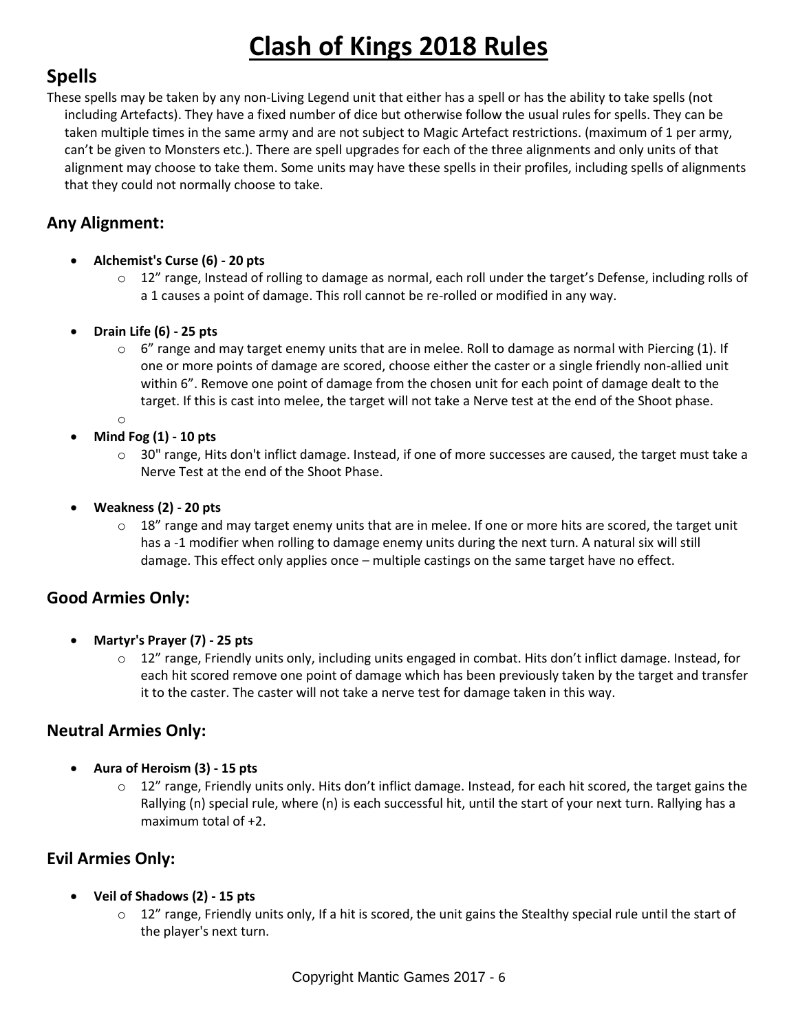# Clash of Kings 2018 Rules

## Spells

These spells may be taken by any non-Living Legend unit that either has a spell or has the ability to take spells (not including Artefacts). They have a fixed number of dice but otherwise follow the usual rules for spells. They can be taken multiple times in the same army and are not subject to Magic Artefact restrictions. (maximum of 1 per army, can't be given to Monsters etc.). There are spell upgrades for each of the three alignments and only units of that alignment may choose to take them. Some units may have these spells in their profiles, including spells of alignments that they could not normally choose to take.

### Any Alignment:

- **Alchemist's Curse (6) - 20 pts**
  - 12" range, Instead of rolling to damage as normal, each roll under the target's Defense, including rolls of a 1 causes a point of damage. This roll cannot be re-rolled or modified in any way.
- **Drain Life (6) - 25 pts**
  - 6" range and may target enemy units that are in melee. Roll to damage as normal with Piercing (1). If one or more points of damage are scored, choose either the caster or a single friendly non-allied unit within 6". Remove one point of damage from the chosen unit for each point of damage dealt to the target. If this is cast into melee, the target will not take a Nerve test at the end of the Shoot phase.
- **Mind Fog (1) - 10 pts**
  - 30" range, Hits don't inflict damage. Instead, if one of more successes are caused, the target must take a Nerve Test at the end of the Shoot Phase.
- **Weakness (2) - 20 pts**
  - 18" range and may target enemy units that are in melee. If one or more hits are scored, the target unit has a -1 modifier when rolling to damage enemy units during the next turn. A natural six will still damage. This effect only applies once – multiple castings on the same target have no effect.

### Good Armies Only:

- **Martyr's Prayer (7) - 25 pts**
  - 12" range, Friendly units only, including units engaged in combat. Hits don't inflict damage. Instead, for each hit scored remove one point of damage which has been previously taken by the target and transfer it to the caster. The caster will not take a nerve test for damage taken in this way.

### Neutral Armies Only:

- **Aura of Heroism (3) - 15 pts**
  - 12" range, Friendly units only. Hits don't inflict damage. Instead, for each hit scored, the target gains the Rallying (n) special rule, where (n) is each successful hit, until the start of your next turn. Rallying has a maximum total of +2.

### Evil Armies Only:

- **Veil of Shadows (2) - 15 pts**
  - 12" range, Friendly units only, If a hit is scored, the unit gains the Stealthy special rule until the start of the player's next turn.